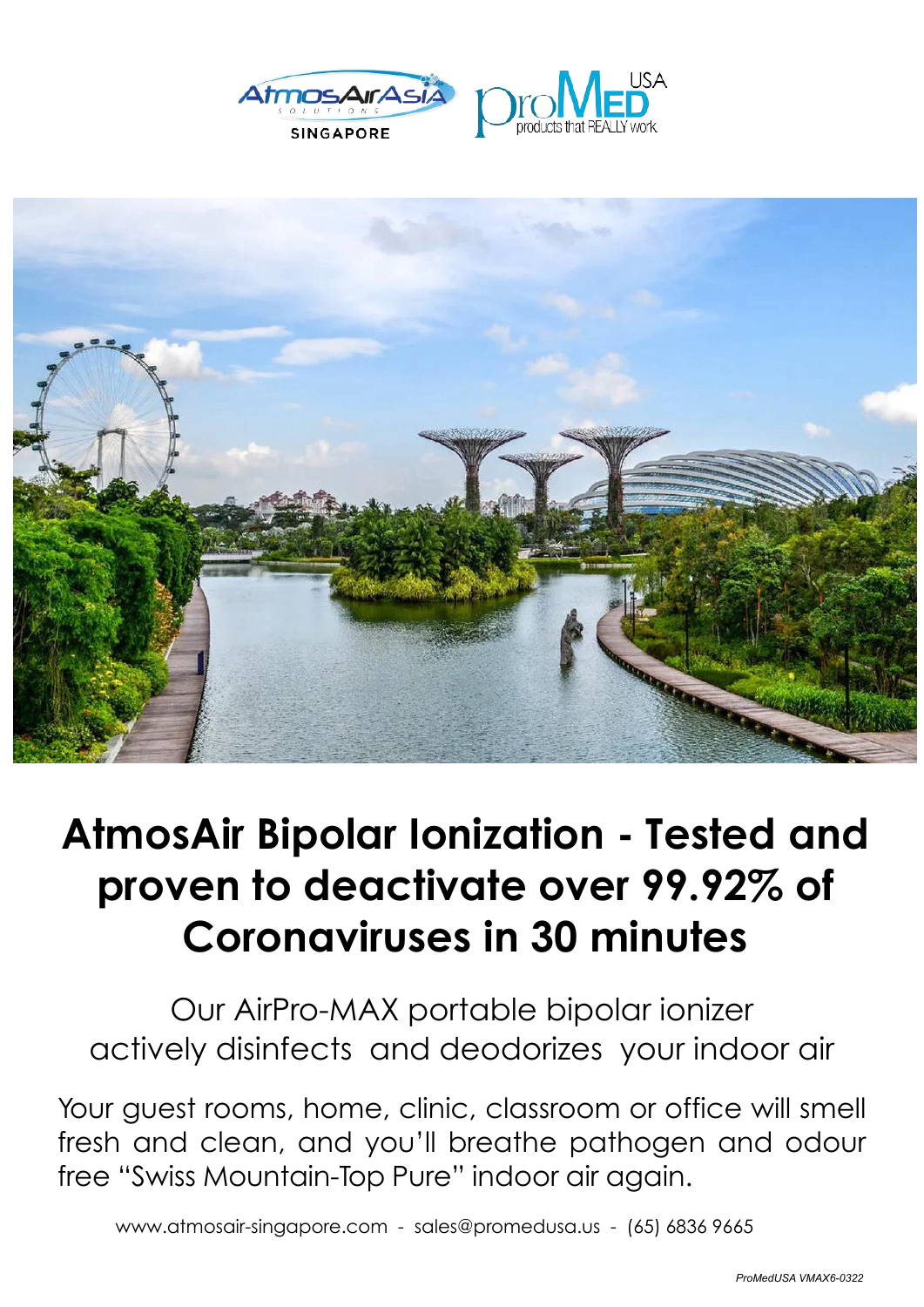# AtmosAir Bipolar Ionization - Tested and proven to deactivate over 99.92% of Coronaviruses in 30 minutes

Our AirPro-MAX portable bipolar ionizer actively disinfects and deodorizes your indoor air

Your guest rooms, home, clinic, classroom or office will smell fresh and clean, and you'll breathe pathogen and odour free "Swiss Mountain-Top Pure" indoor air again.

www.atmosair-singapore.com - sales@promedusa.us - (65) 6836 9665

*ProMedUSA VMAX6-0322*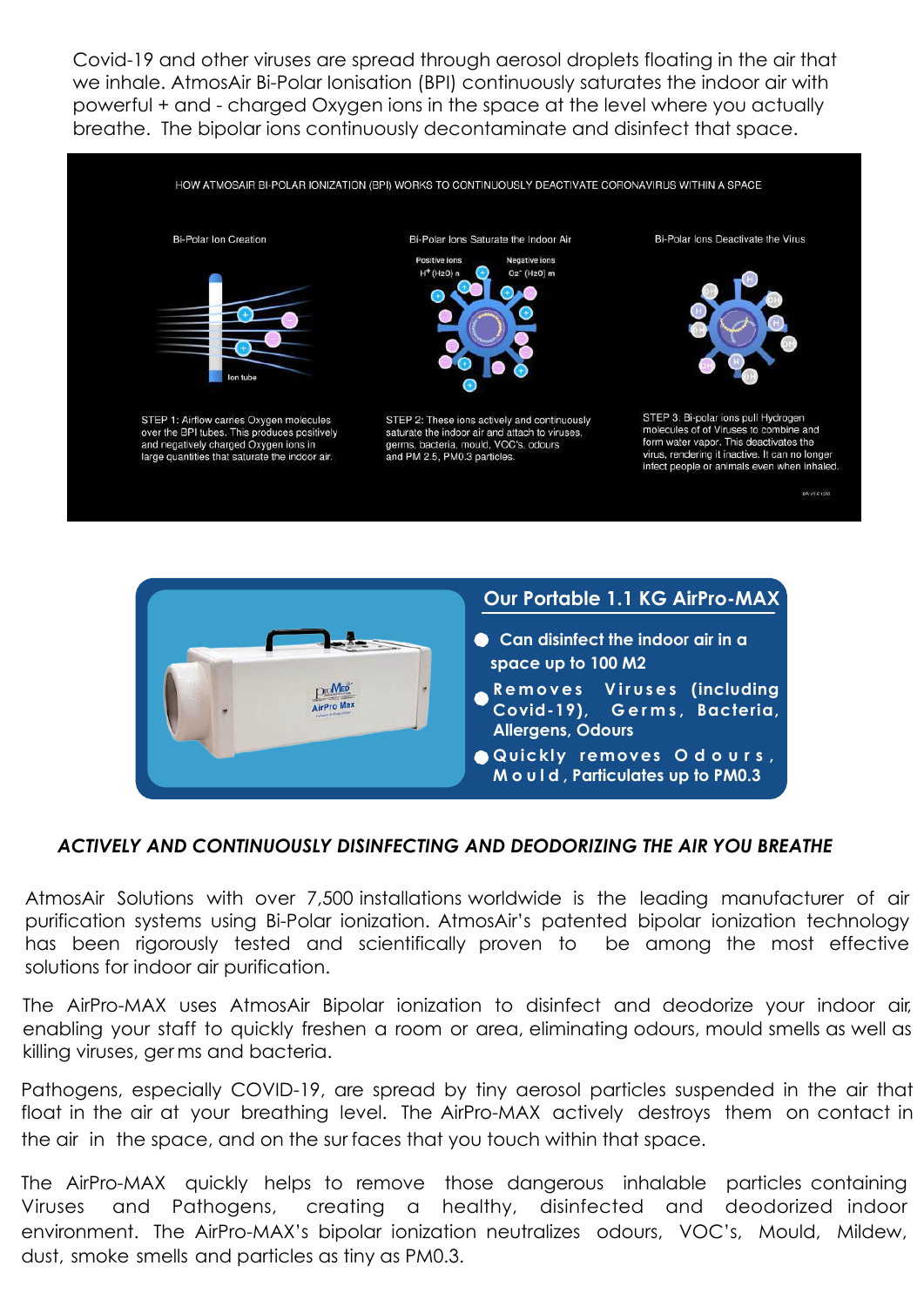Covid-19 and other viruses are spread through aerosol droplets floating in the air that we inhale. AtmosAir Bi-Polar Ionisation (BPI) continuously saturates the indoor air with powerful + and - charged Oxygen ions in the space at the level where you actually breathe. The bipolar ions continuously decontaminate and disinfect that space.

HOW ATMOSAIR BI-POLAR IONIZATION (BPI) WORKS TO CONTINUOUSLY DEACTIVATE CORONAVIRUS WITHIN A SPACE

Bi-Polar Ion Creation

Ion tube

STEP 1: Airflow carries Oxygen molecules over the BPI tubes. This produces positively and negatively charged Oxygen ions in large quantities that saturate the indoor air.

Bi-Polar Ions Saturate the Indoor Air

Positive ions $H^+(H_2O)\ n$

Negative ions $O_2^-(H_2O)\ m$

STEP 2: These ions actively and continuously saturate the indoor air and attach to viruses, germs, bacteria, mould, VOC's, odours and PM 2.5, PM0.3 particles.

Bi-Polar Ions Deactivate the Virus

STEP 3: Bi-polar ions pull Hydrogen molecules of of Viruses to combine and form water vapor. This deactivates the virus, rendering it inactive. It can no longer infect people or animals even when inhaled.

## Our Portable 1.1 KG AirPro-MAX

- Can disinfect the indoor air in a space up to 100 M2
- Removes Viruses (including Covid-19), Germs, Bacteria, Allergens, Odours
- Quickly removes Odours, Mould, Particulates up to PM0.3

***ACTIVELY AND CONTINUOUSLY DISINFECTING AND DEODORIZING THE AIR YOU BREATHE***

AtmosAir Solutions with over 7,500 installations worldwide is the leading manufacturer of air purification systems using Bi-Polar ionization. AtmosAir's patented bipolar ionization technology has been rigorously tested and scientifically proven to be among the most effective solutions for indoor air purification.

The AirPro-MAX uses AtmosAir Bipolar ionization to disinfect and deodorize your indoor air, enabling your staff to quickly freshen a room or area, eliminating odours, mould smells as well as killing viruses, germs and bacteria.

Pathogens, especially COVID-19, are spread by tiny aerosol particles suspended in the air that float in the air at your breathing level. The AirPro-MAX actively destroys them on contact in the air in the space, and on the surfaces that you touch within that space.

The AirPro-MAX quickly helps to remove those dangerous inhalable particles containing Viruses and Pathogens, creating a healthy, disinfected and deodorized indoor environment. The AirPro-MAX's bipolar ionization neutralizes odours, VOC's, Mould, Mildew, dust, smoke smells and particles as tiny as PM0.3.